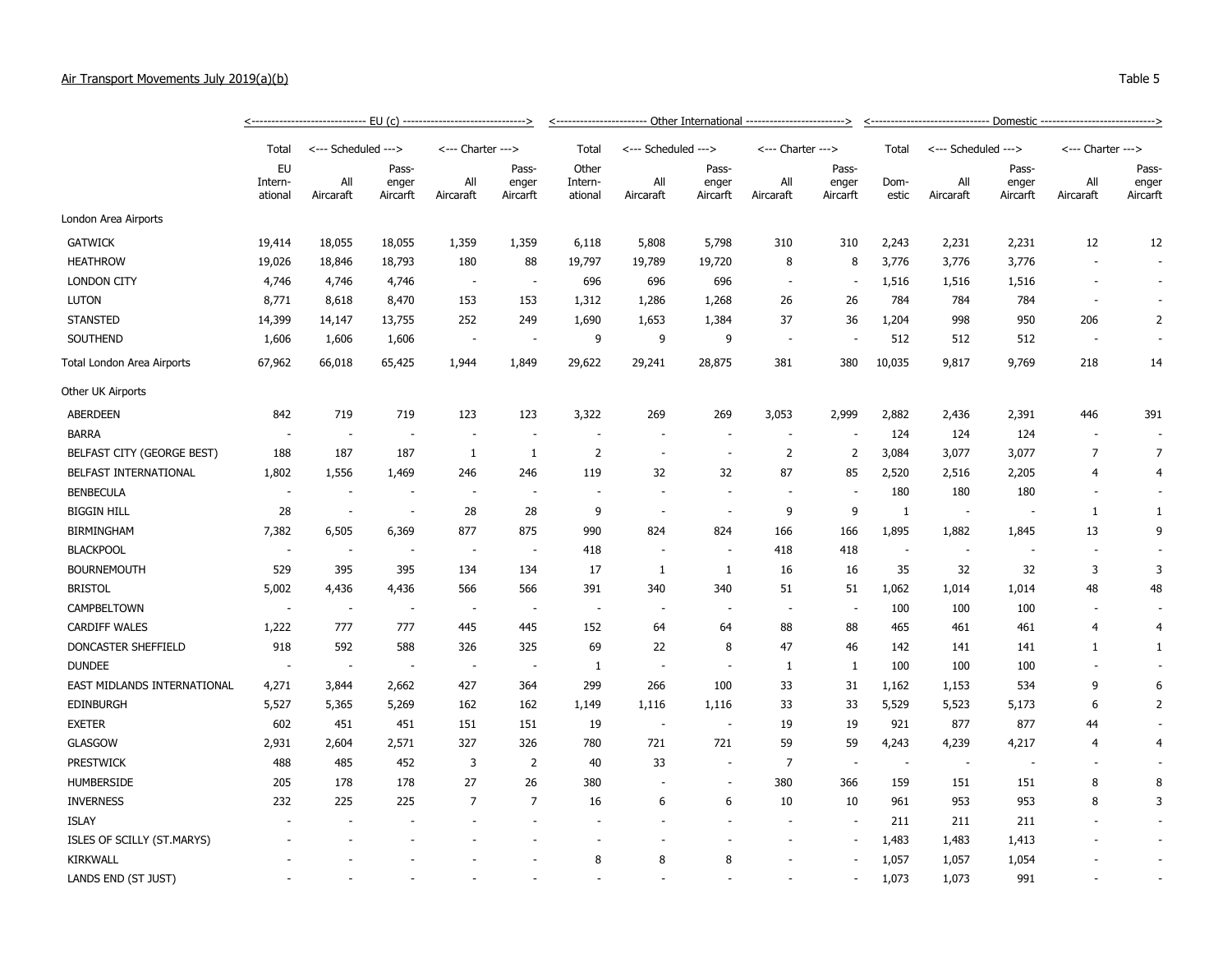Air Transport Movements July 2019(a)(b)

Table 5

| | EU (c) | | | | | Other International | | | | | Domestic | | | | |
|---|---|---|---|---|---|---|---|---|---|---|---|---|---|---|---|
| | Total | Scheduled | | Charter | | Total | Scheduled | | Charter | | Total | Scheduled | | Charter | |
| | EU International | All Aircraft | Passenger Aircraft | All Aircraft | Passenger Aircraft | Other International | All Aircraft | Passenger Aircraft | All Aircraft | Passenger Aircraft | Domestic | All Aircraft | Passenger Aircraft | All Aircraft | Passenger Aircraft |
| London Area Airports | | | | | | | | | | | | | | | |
| GATWICK | 19,414 | 18,055 | 18,055 | 1,359 | 1,359 | 6,118 | 5,808 | 5,798 | 310 | 310 | 2,243 | 2,231 | 2,231 | 12 | 12 |
| HEATHROW | 19,026 | 18,846 | 18,793 | 180 | 88 | 19,797 | 19,789 | 19,720 | 8 | 8 | 3,776 | 3,776 | 3,776 | - | - |
| LONDON CITY | 4,746 | 4,746 | 4,746 | - | - | 696 | 696 | 696 | - | - | 1,516 | 1,516 | 1,516 | - | - |
| LUTON | 8,771 | 8,618 | 8,470 | 153 | 153 | 1,312 | 1,286 | 1,268 | 26 | 26 | 784 | 784 | 784 | - | - |
| STANSTED | 14,399 | 14,147 | 13,755 | 252 | 249 | 1,690 | 1,653 | 1,384 | 37 | 36 | 1,204 | 998 | 950 | 206 | 2 |
| SOUTHEND | 1,606 | 1,606 | 1,606 | - | - | 9 | 9 | 9 | - | - | 512 | 512 | 512 | - | - |
| Total London Area Airports | 67,962 | 66,018 | 65,425 | 1,944 | 1,849 | 29,622 | 29,241 | 28,875 | 381 | 380 | 10,035 | 9,817 | 9,769 | 218 | 14 |
| Other UK Airports | | | | | | | | | | | | | | | |
| ABERDEEN | 842 | 719 | 719 | 123 | 123 | 3,322 | 269 | 269 | 3,053 | 2,999 | 2,882 | 2,436 | 2,391 | 446 | 391 |
| BARRA | - | - | - | - | - | - | - | - | - | - | 124 | 124 | 124 | - | - |
| BELFAST CITY (GEORGE BEST) | 188 | 187 | 187 | 1 | 1 | 2 | - | - | 2 | 2 | 3,084 | 3,077 | 3,077 | 7 | 7 |
| BELFAST INTERNATIONAL | 1,802 | 1,556 | 1,469 | 246 | 246 | 119 | 32 | 32 | 87 | 85 | 2,520 | 2,516 | 2,205 | 4 | 4 |
| BENBECULA | - | - | - | - | - | - | - | - | - | - | 180 | 180 | 180 | - | - |
| BIGGIN HILL | 28 | - | - | 28 | 28 | 9 | - | - | 9 | 9 | 1 | - | - | 1 | 1 |
| BIRMINGHAM | 7,382 | 6,505 | 6,369 | 877 | 875 | 990 | 824 | 824 | 166 | 166 | 1,895 | 1,882 | 1,845 | 13 | 9 |
| BLACKPOOL | - | - | - | - | - | 418 | - | - | 418 | 418 | - | - | - | - | - |
| BOURNEMOUTH | 529 | 395 | 395 | 134 | 134 | 17 | 1 | 1 | 16 | 16 | 35 | 32 | 32 | 3 | 3 |
| BRISTOL | 5,002 | 4,436 | 4,436 | 566 | 566 | 391 | 340 | 340 | 51 | 51 | 1,062 | 1,014 | 1,014 | 48 | 48 |
| CAMPBELTOWN | - | - | - | - | - | - | - | - | - | - | 100 | 100 | 100 | - | - |
| CARDIFF WALES | 1,222 | 777 | 777 | 445 | 445 | 152 | 64 | 64 | 88 | 88 | 465 | 461 | 461 | 4 | 4 |
| DONCASTER SHEFFIELD | 918 | 592 | 588 | 326 | 325 | 69 | 22 | 8 | 47 | 46 | 142 | 141 | 141 | 1 | 1 |
| DUNDEE | - | - | - | - | - | 1 | - | - | 1 | 1 | 100 | 100 | 100 | - | - |
| EAST MIDLANDS INTERNATIONAL | 4,271 | 3,844 | 2,662 | 427 | 364 | 299 | 266 | 100 | 33 | 31 | 1,162 | 1,153 | 534 | 9 | 6 |
| EDINBURGH | 5,527 | 5,365 | 5,269 | 162 | 162 | 1,149 | 1,116 | 1,116 | 33 | 33 | 5,529 | 5,523 | 5,173 | 6 | 2 |
| EXETER | 602 | 451 | 451 | 151 | 151 | 19 | - | - | 19 | 19 | 921 | 877 | 877 | 44 | - |
| GLASGOW | 2,931 | 2,604 | 2,571 | 327 | 326 | 780 | 721 | 721 | 59 | 59 | 4,243 | 4,239 | 4,217 | 4 | 4 |
| PRESTWICK | 488 | 485 | 452 | 3 | 2 | 40 | 33 | - | 7 | - | - | - | - | - | - |
| HUMBERSIDE | 205 | 178 | 178 | 27 | 26 | 380 | - | - | 380 | 366 | 159 | 151 | 151 | 8 | 8 |
| INVERNESS | 232 | 225 | 225 | 7 | 7 | 16 | 6 | 6 | 10 | 10 | 961 | 953 | 953 | 8 | 3 |
| ISLAY | - | - | - | - | - | - | - | - | - | - | 211 | 211 | 211 | - | - |
| ISLES OF SCILLY (ST.MARYS) | - | - | - | - | - | - | - | - | - | - | 1,483 | 1,483 | 1,413 | - | - |
| KIRKWALL | - | - | - | - | - | 8 | 8 | 8 | - | - | 1,057 | 1,057 | 1,054 | - | - |
| LANDS END (ST JUST) | - | - | - | - | - | - | - | - | - | - | 1,073 | 1,073 | 991 | - | - |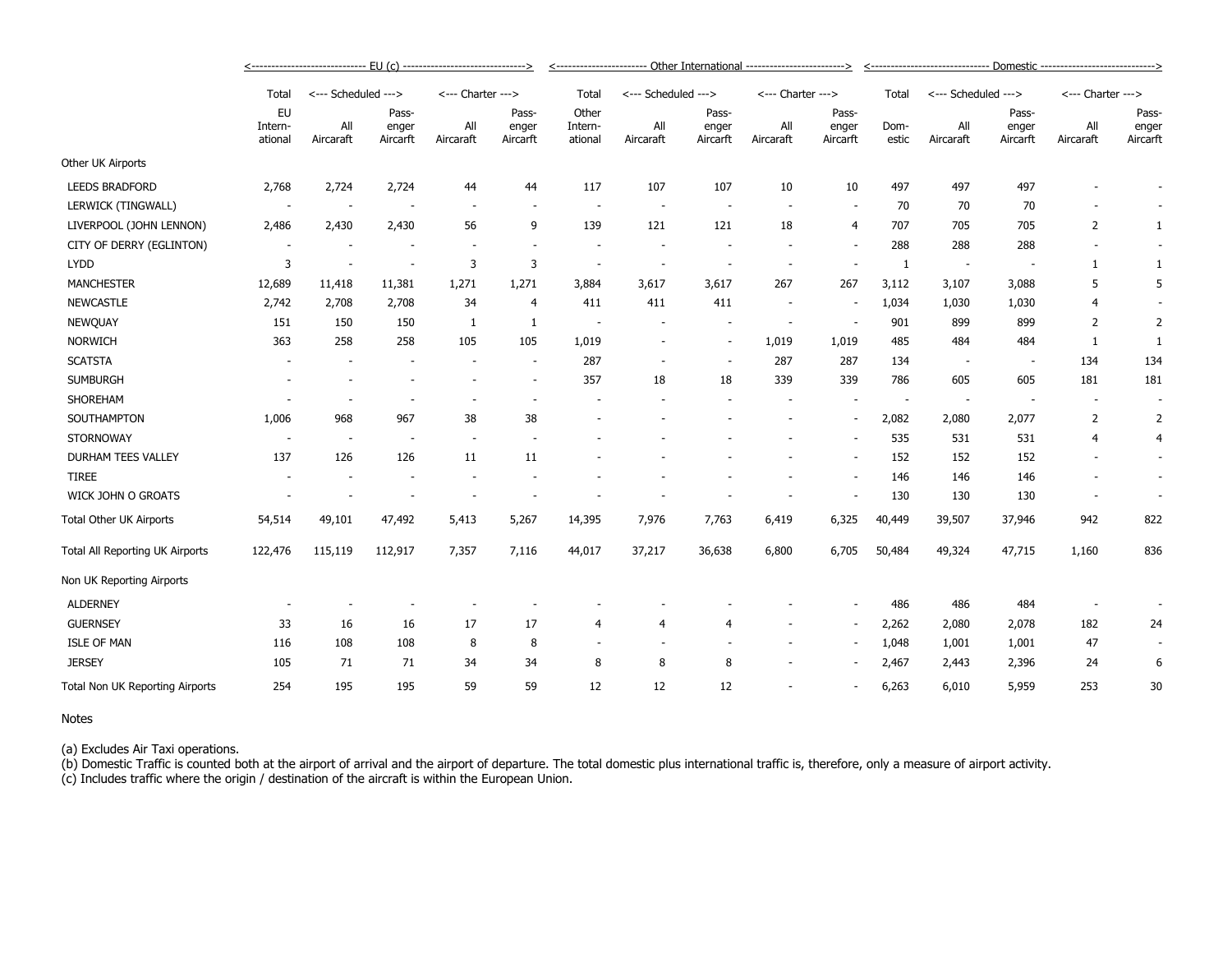| | EU (c) | | | | | Other International | | | | | Domestic | | | | |
|---|---|---|---|---|---|---|---|---|---|---|---|---|---|---|---|
| | Total | Scheduled | | Charter | | Total | Scheduled | | Charter | | Total | Scheduled | | Charter | |
| | EU Intern-ational | All Aircaraft | Pass-enger Aircarft | All Aircaraft | Pass-enger Aircarft | Other Intern-ational | All Aircaraft | Pass-enger Aircarft | All Aircaraft | Pass-enger Aircarft | Dom-estic | All Aircaraft | Pass-enger Aircarft | All Aircaraft | Pass-enger Aircarft |
| Other UK Airports | | | | | | | | | | | | | | | |
| LEEDS BRADFORD | 2,768 | 2,724 | 2,724 | 44 | 44 | 117 | 107 | 107 | 10 | 10 | 497 | 497 | 497 | - | - |
| LERWICK (TINGWALL) | - | - | - | - | - | - | - | - | - | - | 70 | 70 | 70 | - | - |
| LIVERPOOL (JOHN LENNON) | 2,486 | 2,430 | 2,430 | 56 | 9 | 139 | 121 | 121 | 18 | 4 | 707 | 705 | 705 | 2 | 1 |
| CITY OF DERRY (EGLINTON) | - | - | - | - | - | - | - | - | - | - | 288 | 288 | 288 | - | - |
| LYDD | 3 | - | - | 3 | 3 | - | - | - | - | - | 1 | - | - | 1 | 1 |
| MANCHESTER | 12,689 | 11,418 | 11,381 | 1,271 | 1,271 | 3,884 | 3,617 | 3,617 | 267 | 267 | 3,112 | 3,107 | 3,088 | 5 | 5 |
| NEWCASTLE | 2,742 | 2,708 | 2,708 | 34 | 4 | 411 | 411 | 411 | - | - | 1,034 | 1,030 | 1,030 | 4 | - |
| NEWQUAY | 151 | 150 | 150 | 1 | 1 | - | - | - | - | - | 901 | 899 | 899 | 2 | 2 |
| NORWICH | 363 | 258 | 258 | 105 | 105 | 1,019 | - | - | 1,019 | 1,019 | 485 | 484 | 484 | 1 | 1 |
| SCATSTA | - | - | - | - | - | 287 | - | - | 287 | 287 | 134 | - | - | 134 | 134 |
| SUMBURGH | - | - | - | - | - | 357 | 18 | 18 | 339 | 339 | 786 | 605 | 605 | 181 | 181 |
| SHOREHAM | - | - | - | - | - | - | - | - | - | - | - | - | - | - | - |
| SOUTHAMPTON | 1,006 | 968 | 967 | 38 | 38 | - | - | - | - | - | 2,082 | 2,080 | 2,077 | 2 | 2 |
| STORNOWAY | - | - | - | - | - | - | - | - | - | - | 535 | 531 | 531 | 4 | 4 |
| DURHAM TEES VALLEY | 137 | 126 | 126 | 11 | 11 | - | - | - | - | - | 152 | 152 | 152 | - | - |
| TIREE | - | - | - | - | - | - | - | - | - | - | 146 | 146 | 146 | - | - |
| WICK JOHN O GROATS | - | - | - | - | - | - | - | - | - | - | 130 | 130 | 130 | - | - |
| Total Other UK Airports | 54,514 | 49,101 | 47,492 | 5,413 | 5,267 | 14,395 | 7,976 | 7,763 | 6,419 | 6,325 | 40,449 | 39,507 | 37,946 | 942 | 822 |
| Total All Reporting UK Airports | 122,476 | 115,119 | 112,917 | 7,357 | 7,116 | 44,017 | 37,217 | 36,638 | 6,800 | 6,705 | 50,484 | 49,324 | 47,715 | 1,160 | 836 |
| Non UK Reporting Airports | | | | | | | | | | | | | | | |
| ALDERNEY | - | - | - | - | - | - | - | - | - | - | 486 | 486 | 484 | - | - |
| GUERNSEY | 33 | 16 | 16 | 17 | 17 | 4 | 4 | 4 | - | - | 2,262 | 2,080 | 2,078 | 182 | 24 |
| ISLE OF MAN | 116 | 108 | 108 | 8 | 8 | - | - | - | - | - | 1,048 | 1,001 | 1,001 | 47 | - |
| JERSEY | 105 | 71 | 71 | 34 | 34 | 8 | 8 | 8 | - | - | 2,467 | 2,443 | 2,396 | 24 | 6 |
| Total Non UK Reporting Airports | 254 | 195 | 195 | 59 | 59 | 12 | 12 | 12 | - | - | 6,263 | 6,010 | 5,959 | 253 | 30 |

Notes

(a) Excludes Air Taxi operations.
(b) Domestic Traffic is counted both at the airport of arrival and the airport of departure. The total domestic plus international traffic is, therefore, only a measure of airport activity.
(c) Includes traffic where the origin / destination of the aircraft is within the European Union.